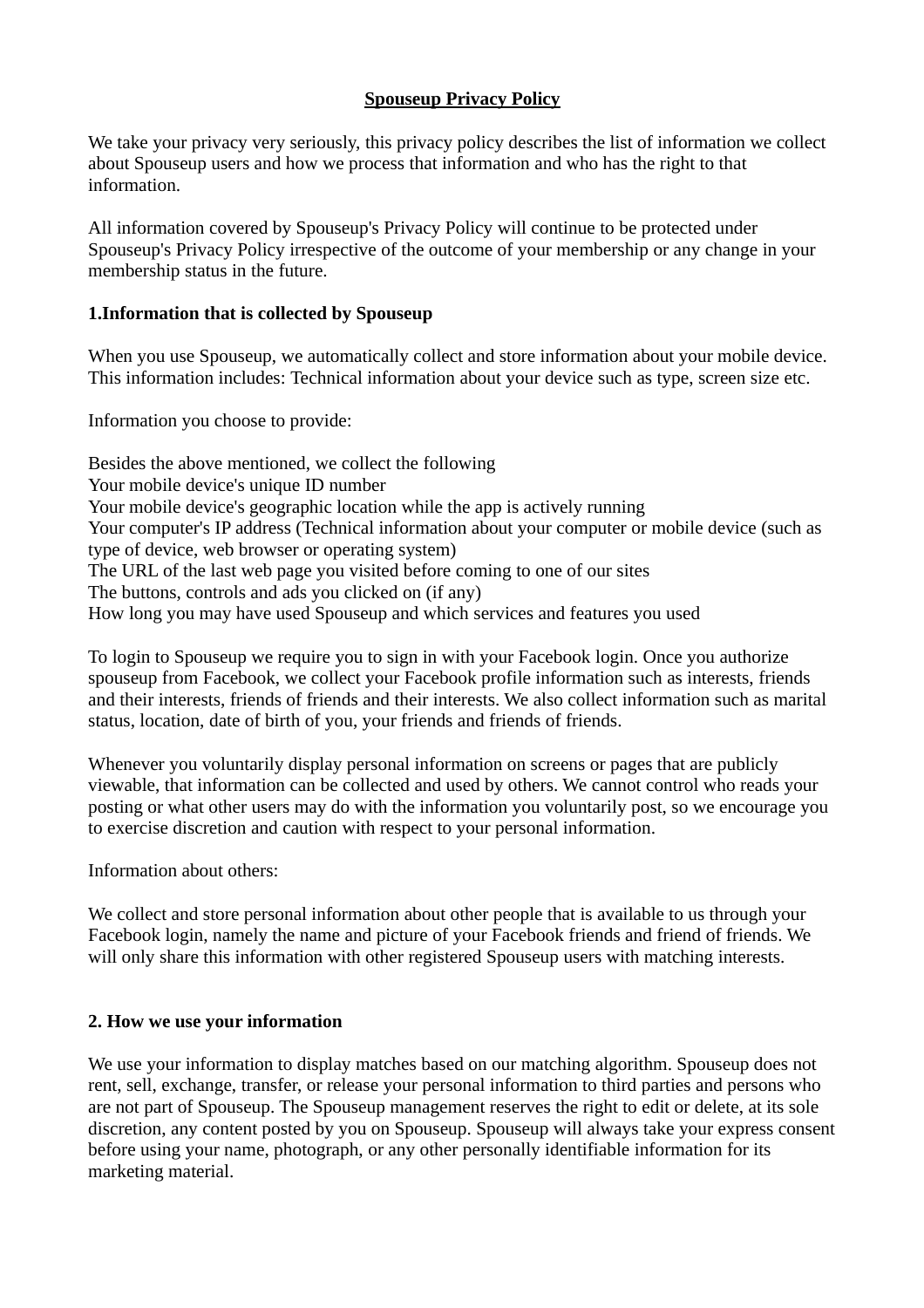# Spouseup Privacy Policy

We take your privacy very seriously, this privacy policy describes the list of information we collect about Spouseup users and how we process that information and who has the right to that information.

All information covered by Spouseup's Privacy Policy will continue to be protected under Spouseup's Privacy Policy irrespective of the outcome of your membership or any change in your membership status in the future.

## 1.Information that is collected by Spouseup

When you use Spouseup, we automatically collect and store information about your mobile device. This information includes: Technical information about your device such as type, screen size etc.

Information you choose to provide:

Besides the above mentioned, we collect the following
Your mobile device's unique ID number
Your mobile device's geographic location while the app is actively running
Your computer's IP address (Technical information about your computer or mobile device (such as type of device, web browser or operating system)
The URL of the last web page you visited before coming to one of our sites
The buttons, controls and ads you clicked on (if any)
How long you may have used Spouseup and which services and features you used

To login to Spouseup we require you to sign in with your Facebook login. Once you authorize spouseup from Facebook, we collect your Facebook profile information such as interests, friends and their interests, friends of friends and their interests. We also collect information such as marital status, location, date of birth of you, your friends and friends of friends.

Whenever you voluntarily display personal information on screens or pages that are publicly viewable, that information can be collected and used by others. We cannot control who reads your posting or what other users may do with the information you voluntarily post, so we encourage you to exercise discretion and caution with respect to your personal information.

Information about others:

We collect and store personal information about other people that is available to us through your Facebook login, namely the name and picture of your Facebook friends and friend of friends. We will only share this information with other registered Spouseup users with matching interests.

## 2. How we use your information

We use your information to display matches based on our matching algorithm. Spouseup does not rent, sell, exchange, transfer, or release your personal information to third parties and persons who are not part of Spouseup. The Spouseup management reserves the right to edit or delete, at its sole discretion, any content posted by you on Spouseup. Spouseup will always take your express consent before using your name, photograph, or any other personally identifiable information for its marketing material.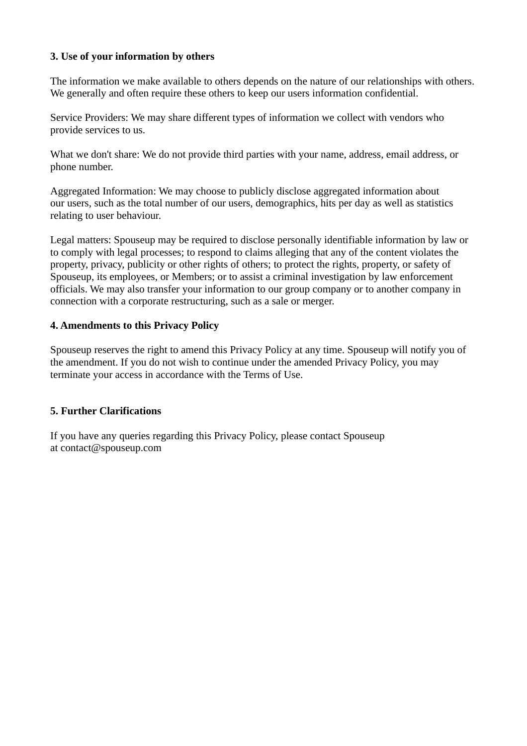**3. Use of your information by others**

The information we make available to others depends on the nature of our relationships with others. We generally and often require these others to keep our users information confidential.

Service Providers: We may share different types of information we collect with vendors who provide services to us.

What we don't share: We do not provide third parties with your name, address, email address, or phone number.

Aggregated Information: We may choose to publicly disclose aggregated information about our users, such as the total number of our users, demographics, hits per day as well as statistics relating to user behaviour.

Legal matters: Spouseup may be required to disclose personally identifiable information by law or to comply with legal processes; to respond to claims alleging that any of the content violates the property, privacy, publicity or other rights of others; to protect the rights, property, or safety of Spouseup, its employees, or Members; or to assist a criminal investigation by law enforcement officials. We may also transfer your information to our group company or to another company in connection with a corporate restructuring, such as a sale or merger.

**4. Amendments to this Privacy Policy**

Spouseup reserves the right to amend this Privacy Policy at any time. Spouseup will notify you of the amendment. If you do not wish to continue under the amended Privacy Policy, you may terminate your access in accordance with the Terms of Use.

**5. Further Clarifications**

If you have any queries regarding this Privacy Policy, please contact Spouseup at contact@spouseup.com